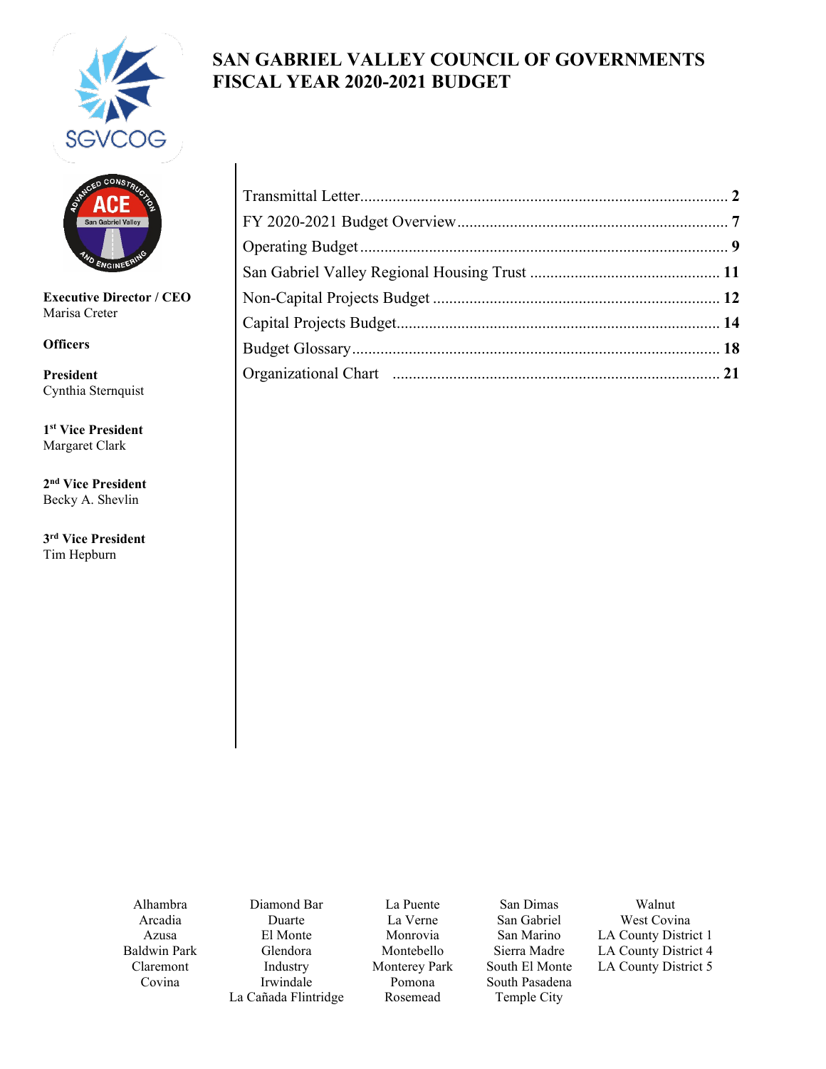# SAN GABRIEL VALLEY COUNCIL OF GOVERNMENTS FISCAL YEAR 2020-2021 BUDGET

**Executive Director / CEO**
Marisa Creter

**Officers**

**President**
Cynthia Sternquist

**1st Vice President**
Margaret Clark

**2nd Vice President**
Becky A. Shevlin

**3rd Vice President**
Tim Hepburn

| | |
|---|---|
| Transmittal Letter | **2** |
| FY 2020-2021 Budget Overview | **7** |
| Operating Budget | **9** |
| San Gabriel Valley Regional Housing Trust | **11** |
| Non-Capital Projects Budget | **12** |
| Capital Projects Budget | **14** |
| Budget Glossary | **18** |
| Organizational Chart | **21** |

Alhambra
Arcadia
Azusa
Baldwin Park
Claremont
Covina
Diamond Bar
Duarte
El Monte
Glendora
Industry
Irwindale
La Cañada Flintridge
La Puente
La Verne
Monrovia
Montebello
Monterey Park
Pomona
Rosemead
San Dimas
San Gabriel
San Marino
Sierra Madre
South El Monte
South Pasadena
Temple City
Walnut
West Covina
LA County District 1
LA County District 4
LA County District 5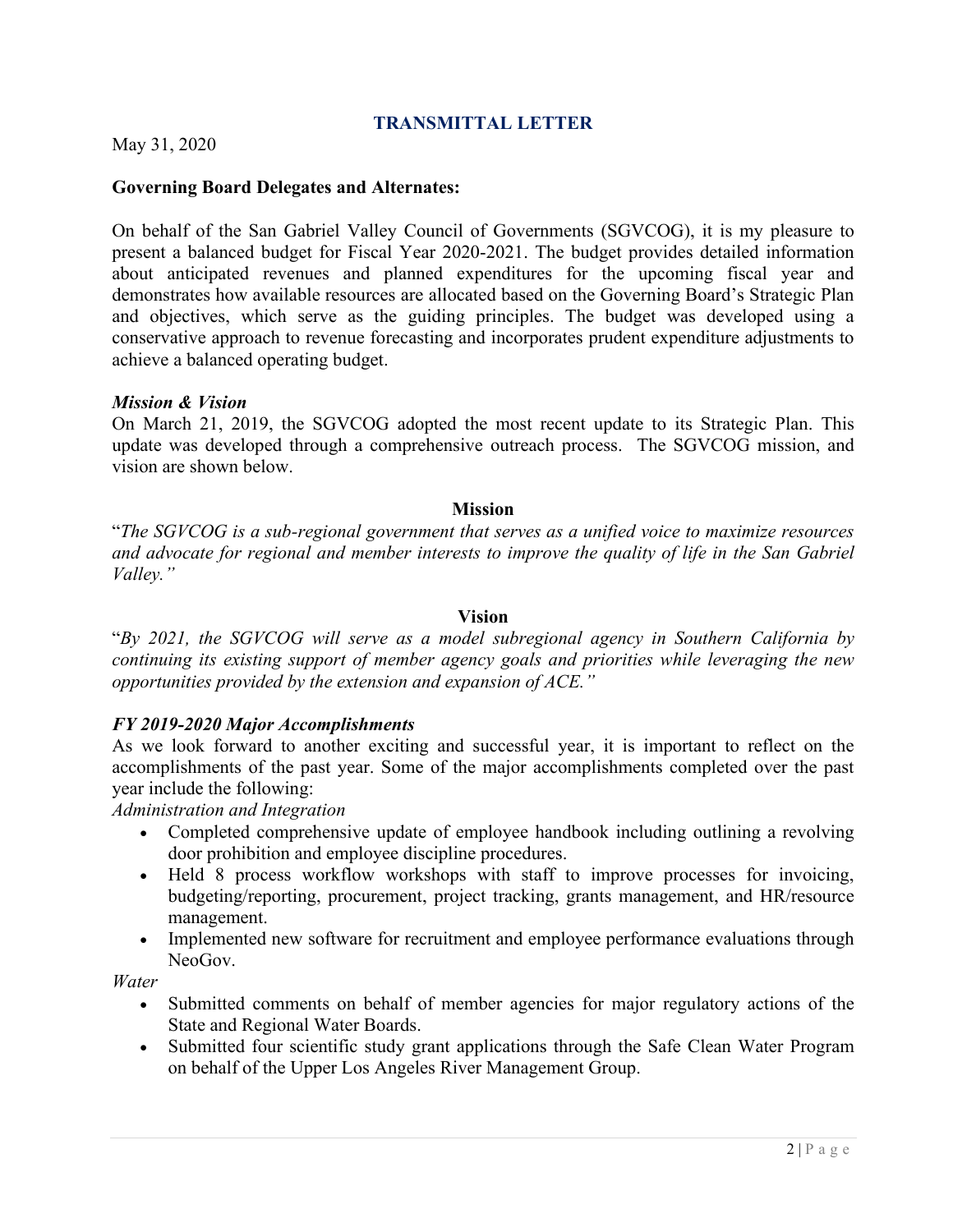## TRANSMITTAL LETTER

May 31, 2020

**Governing Board Delegates and Alternates:**

On behalf of the San Gabriel Valley Council of Governments (SGVCOG), it is my pleasure to present a balanced budget for Fiscal Year 2020-2021. The budget provides detailed information about anticipated revenues and planned expenditures for the upcoming fiscal year and demonstrates how available resources are allocated based on the Governing Board's Strategic Plan and objectives, which serve as the guiding principles. The budget was developed using a conservative approach to revenue forecasting and incorporates prudent expenditure adjustments to achieve a balanced operating budget.

***Mission & Vision***

On March 21, 2019, the SGVCOG adopted the most recent update to its Strategic Plan. This update was developed through a comprehensive outreach process. The SGVCOG mission, and vision are shown below.

**Mission**

"*The SGVCOG is a sub-regional government that serves as a unified voice to maximize resources and advocate for regional and member interests to improve the quality of life in the San Gabriel Valley.*"

**Vision**

"*By 2021, the SGVCOG will serve as a model subregional agency in Southern California by continuing its existing support of member agency goals and priorities while leveraging the new opportunities provided by the extension and expansion of ACE.*"

***FY 2019-2020 Major Accomplishments***

As we look forward to another exciting and successful year, it is important to reflect on the accomplishments of the past year. Some of the major accomplishments completed over the past year include the following:

*Administration and Integration*

- Completed comprehensive update of employee handbook including outlining a revolving door prohibition and employee discipline procedures.
- Held 8 process workflow workshops with staff to improve processes for invoicing, budgeting/reporting, procurement, project tracking, grants management, and HR/resource management.
- Implemented new software for recruitment and employee performance evaluations through NeoGov.

*Water*

- Submitted comments on behalf of member agencies for major regulatory actions of the State and Regional Water Boards.
- Submitted four scientific study grant applications through the Safe Clean Water Program on behalf of the Upper Los Angeles River Management Group.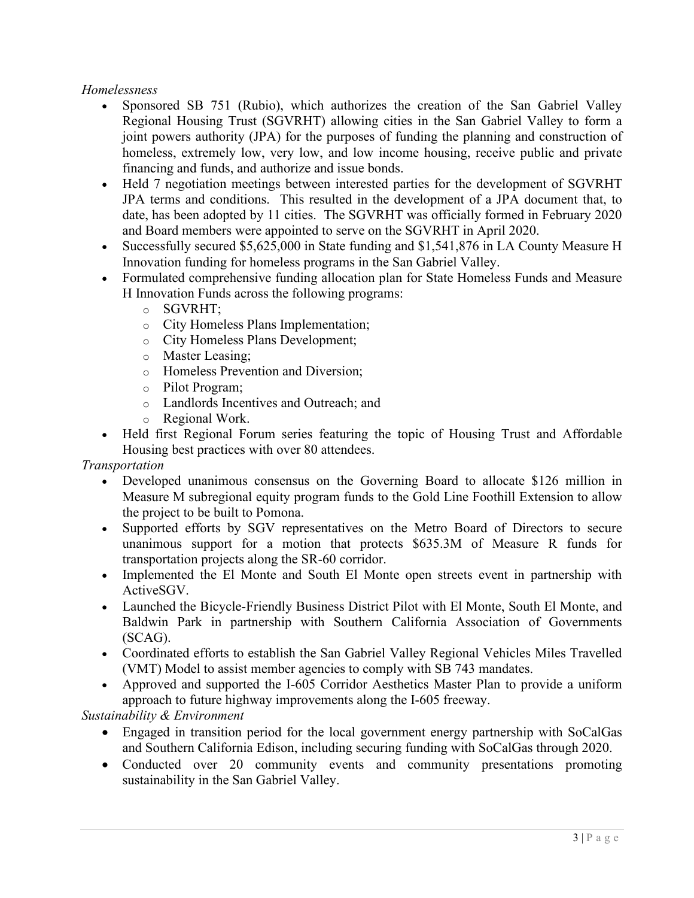*Homelessness*

- Sponsored SB 751 (Rubio), which authorizes the creation of the San Gabriel Valley Regional Housing Trust (SGVRHT) allowing cities in the San Gabriel Valley to form a joint powers authority (JPA) for the purposes of funding the planning and construction of homeless, extremely low, very low, and low income housing, receive public and private financing and funds, and authorize and issue bonds.
- Held 7 negotiation meetings between interested parties for the development of SGVRHT JPA terms and conditions. This resulted in the development of a JPA document that, to date, has been adopted by 11 cities. The SGVRHT was officially formed in February 2020 and Board members were appointed to serve on the SGVRHT in April 2020.
- Successfully secured $5,625,000 in State funding and $1,541,876 in LA County Measure H Innovation funding for homeless programs in the San Gabriel Valley.
- Formulated comprehensive funding allocation plan for State Homeless Funds and Measure H Innovation Funds across the following programs:
  - SGVRHT;
  - City Homeless Plans Implementation;
  - City Homeless Plans Development;
  - Master Leasing;
  - Homeless Prevention and Diversion;
  - Pilot Program;
  - Landlords Incentives and Outreach; and
  - Regional Work.
- Held first Regional Forum series featuring the topic of Housing Trust and Affordable Housing best practices with over 80 attendees.

*Transportation*

- Developed unanimous consensus on the Governing Board to allocate $126 million in Measure M subregional equity program funds to the Gold Line Foothill Extension to allow the project to be built to Pomona.
- Supported efforts by SGV representatives on the Metro Board of Directors to secure unanimous support for a motion that protects $635.3M of Measure R funds for transportation projects along the SR-60 corridor.
- Implemented the El Monte and South El Monte open streets event in partnership with ActiveSGV.
- Launched the Bicycle-Friendly Business District Pilot with El Monte, South El Monte, and Baldwin Park in partnership with Southern California Association of Governments (SCAG).
- Coordinated efforts to establish the San Gabriel Valley Regional Vehicles Miles Travelled (VMT) Model to assist member agencies to comply with SB 743 mandates.
- Approved and supported the I-605 Corridor Aesthetics Master Plan to provide a uniform approach to future highway improvements along the I-605 freeway.

*Sustainability & Environment*

- Engaged in transition period for the local government energy partnership with SoCalGas and Southern California Edison, including securing funding with SoCalGas through 2020.
- Conducted over 20 community events and community presentations promoting sustainability in the San Gabriel Valley.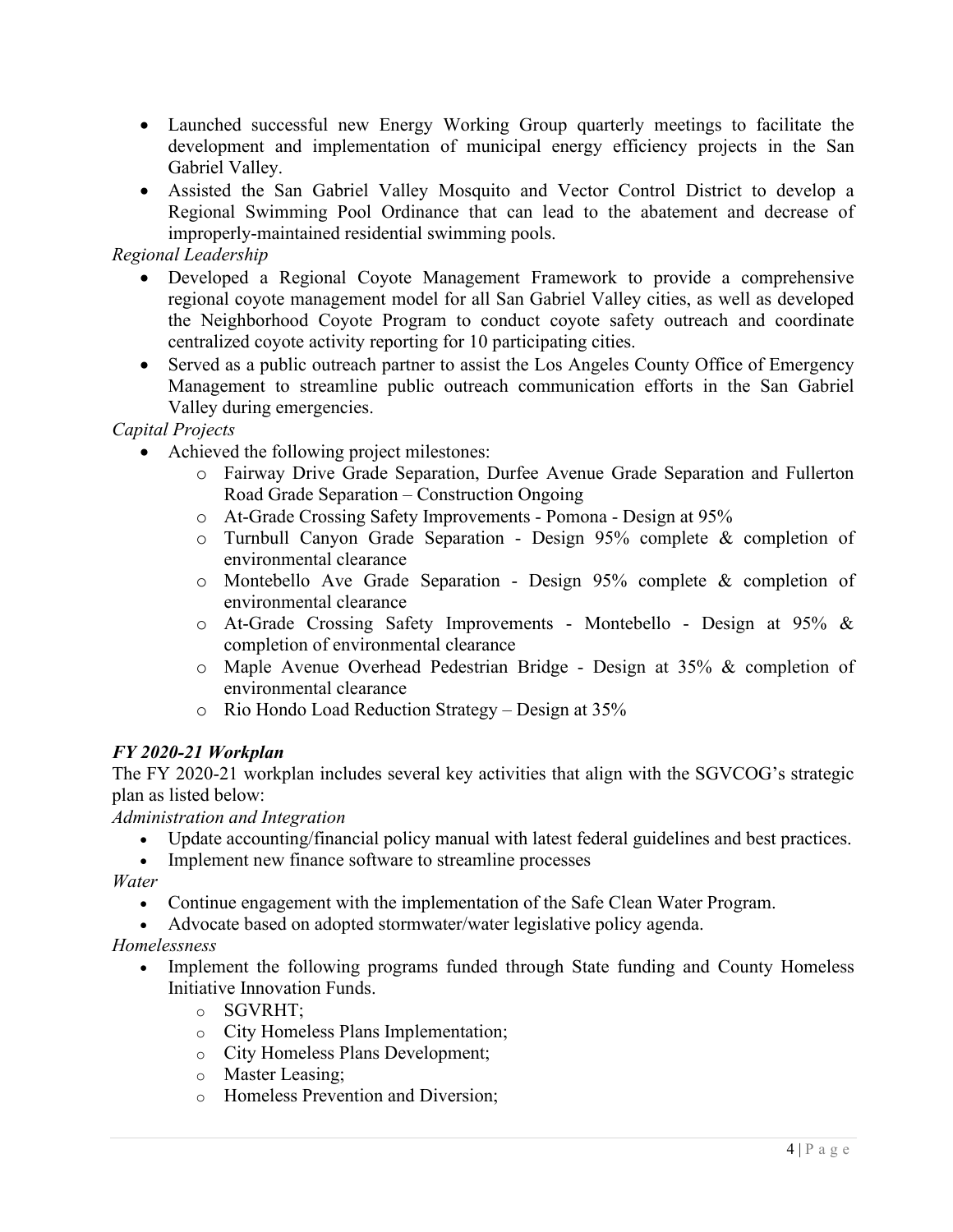- Launched successful new Energy Working Group quarterly meetings to facilitate the development and implementation of municipal energy efficiency projects in the San Gabriel Valley.
- Assisted the San Gabriel Valley Mosquito and Vector Control District to develop a Regional Swimming Pool Ordinance that can lead to the abatement and decrease of improperly-maintained residential swimming pools.

*Regional Leadership*

- Developed a Regional Coyote Management Framework to provide a comprehensive regional coyote management model for all San Gabriel Valley cities, as well as developed the Neighborhood Coyote Program to conduct coyote safety outreach and coordinate centralized coyote activity reporting for 10 participating cities.
- Served as a public outreach partner to assist the Los Angeles County Office of Emergency Management to streamline public outreach communication efforts in the San Gabriel Valley during emergencies.

*Capital Projects*

- Achieved the following project milestones:
  - Fairway Drive Grade Separation, Durfee Avenue Grade Separation and Fullerton Road Grade Separation – Construction Ongoing
  - At-Grade Crossing Safety Improvements - Pomona - Design at 95%
  - Turnbull Canyon Grade Separation - Design 95% complete & completion of environmental clearance
  - Montebello Ave Grade Separation - Design 95% complete & completion of environmental clearance
  - At-Grade Crossing Safety Improvements - Montebello - Design at 95% & completion of environmental clearance
  - Maple Avenue Overhead Pedestrian Bridge - Design at 35% & completion of environmental clearance
  - Rio Hondo Load Reduction Strategy – Design at 35%

### *FY 2020-21 Workplan*

The FY 2020-21 workplan includes several key activities that align with the SGVCOG's strategic plan as listed below:

*Administration and Integration*

- Update accounting/financial policy manual with latest federal guidelines and best practices.
- Implement new finance software to streamline processes

*Water*

- Continue engagement with the implementation of the Safe Clean Water Program.
- Advocate based on adopted stormwater/water legislative policy agenda.

*Homelessness*

- Implement the following programs funded through State funding and County Homeless Initiative Innovation Funds.
  - SGVRHT;
  - City Homeless Plans Implementation;
  - City Homeless Plans Development;
  - Master Leasing;
  - Homeless Prevention and Diversion;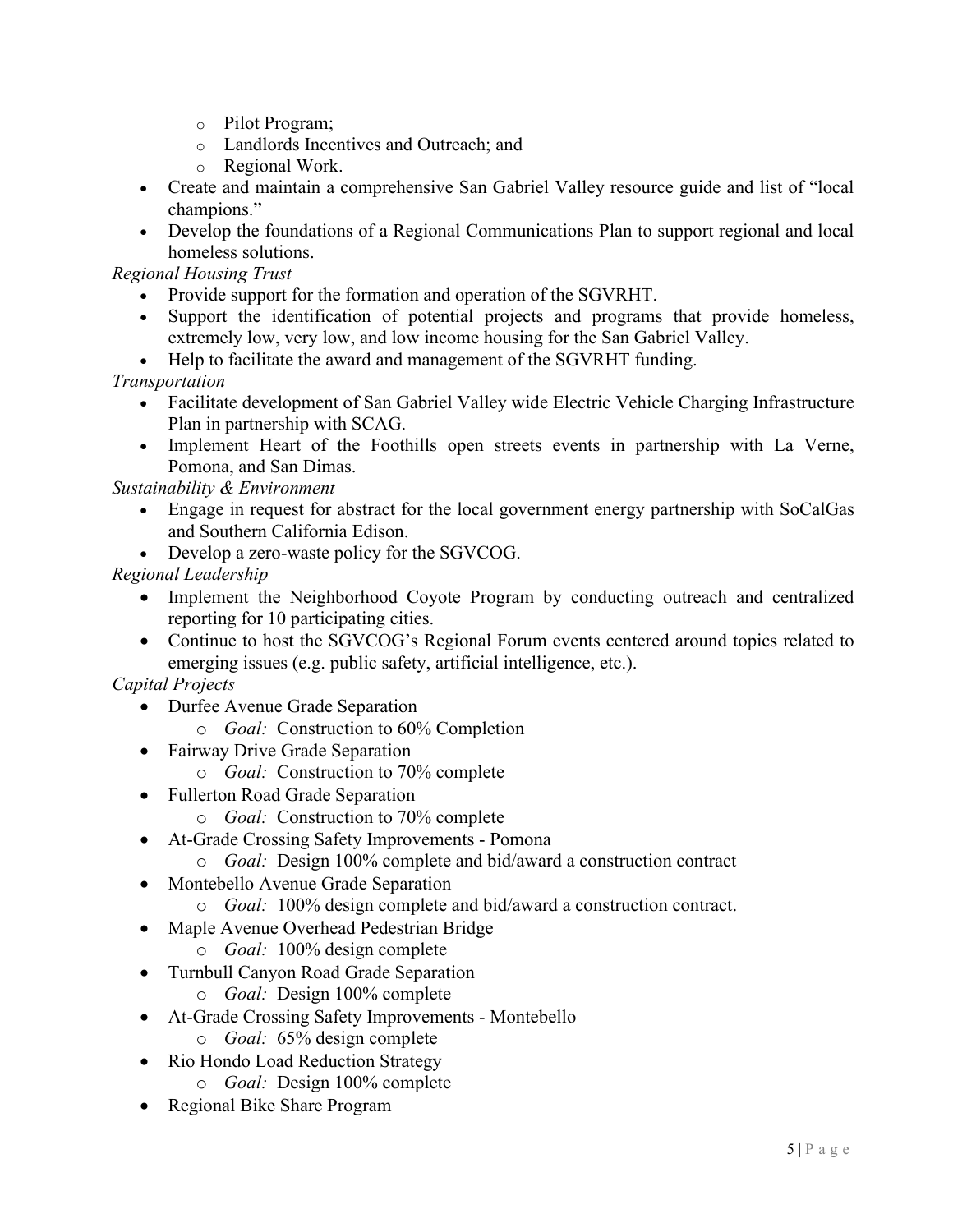- Pilot Program;
    - Landlords Incentives and Outreach; and
    - Regional Work.
- Create and maintain a comprehensive San Gabriel Valley resource guide and list of "local champions."
- Develop the foundations of a Regional Communications Plan to support regional and local homeless solutions.

*Regional Housing Trust*

- Provide support for the formation and operation of the SGVRHT.
- Support the identification of potential projects and programs that provide homeless, extremely low, very low, and low income housing for the San Gabriel Valley.
- Help to facilitate the award and management of the SGVRHT funding.

*Transportation*

- Facilitate development of San Gabriel Valley wide Electric Vehicle Charging Infrastructure Plan in partnership with SCAG.
- Implement Heart of the Foothills open streets events in partnership with La Verne, Pomona, and San Dimas.

*Sustainability & Environment*

- Engage in request for abstract for the local government energy partnership with SoCalGas and Southern California Edison.
- Develop a zero-waste policy for the SGVCOG.

*Regional Leadership*

- Implement the Neighborhood Coyote Program by conducting outreach and centralized reporting for 10 participating cities.
- Continue to host the SGVCOG's Regional Forum events centered around topics related to emerging issues (e.g. public safety, artificial intelligence, etc.).

*Capital Projects*

- Durfee Avenue Grade Separation
    - *Goal:* Construction to 60% Completion
- Fairway Drive Grade Separation
    - *Goal:* Construction to 70% complete
- Fullerton Road Grade Separation
    - *Goal:* Construction to 70% complete
- At-Grade Crossing Safety Improvements - Pomona
    - *Goal:* Design 100% complete and bid/award a construction contract
- Montebello Avenue Grade Separation
    - *Goal:* 100% design complete and bid/award a construction contract.
- Maple Avenue Overhead Pedestrian Bridge
    - *Goal:* 100% design complete
- Turnbull Canyon Road Grade Separation
    - *Goal:* Design 100% complete
- At-Grade Crossing Safety Improvements - Montebello
    - *Goal:* 65% design complete
- Rio Hondo Load Reduction Strategy
    - *Goal:* Design 100% complete
- Regional Bike Share Program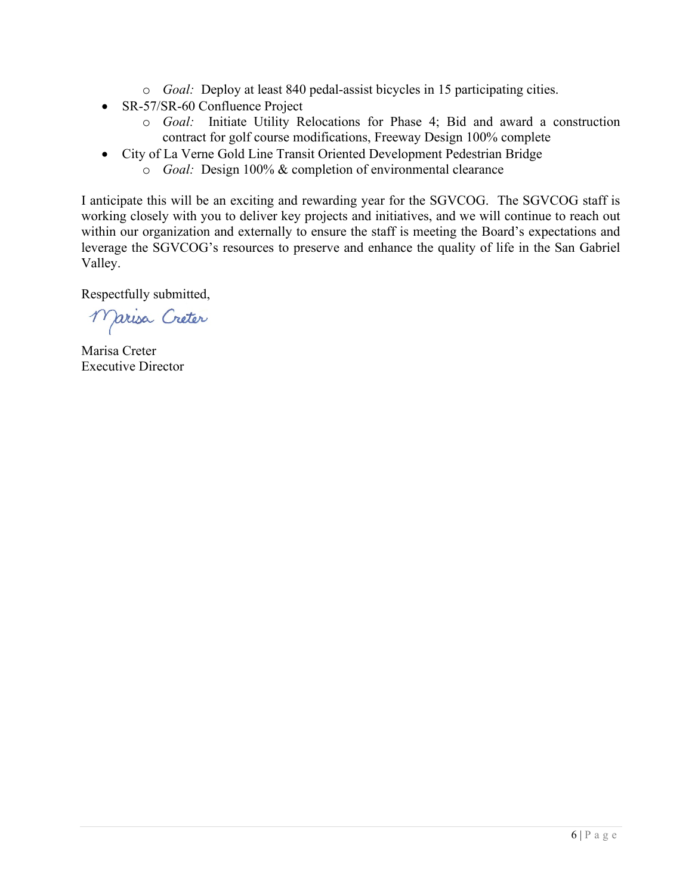- *Goal:* Deploy at least 840 pedal-assist bicycles in 15 participating cities.
- SR-57/SR-60 Confluence Project
    - *Goal:* Initiate Utility Relocations for Phase 4; Bid and award a construction contract for golf course modifications, Freeway Design 100% complete
- City of La Verne Gold Line Transit Oriented Development Pedestrian Bridge
    - *Goal:* Design 100% & completion of environmental clearance

I anticipate this will be an exciting and rewarding year for the SGVCOG. The SGVCOG staff is working closely with you to deliver key projects and initiatives, and we will continue to reach out within our organization and externally to ensure the staff is meeting the Board's expectations and leverage the SGVCOG's resources to preserve and enhance the quality of life in the San Gabriel Valley.

Respectfully submitted,

Marisa Creter

Marisa Creter
Executive Director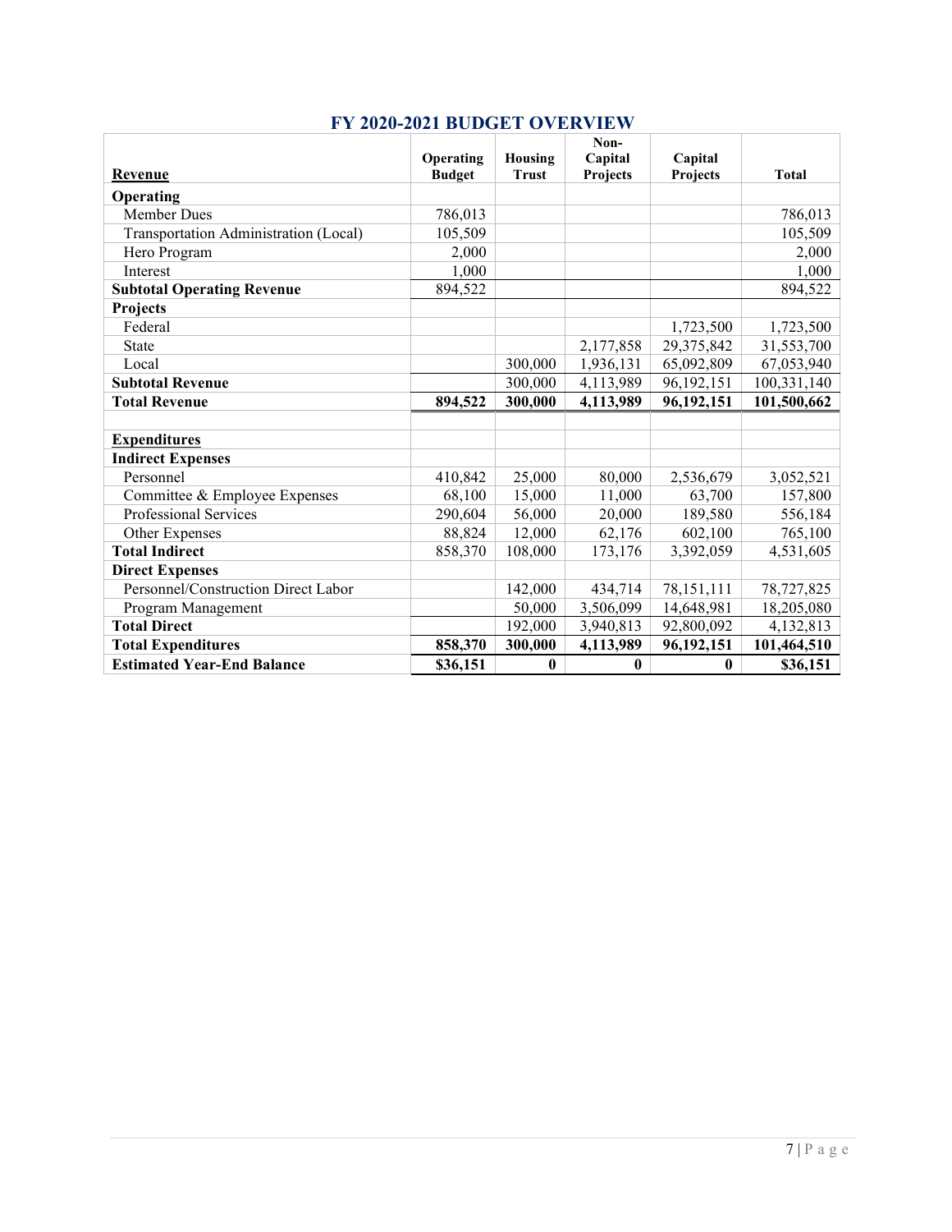## FY 2020-2021 BUDGET OVERVIEW

| **Revenue** | **Operating Budget** | **Housing Trust** | **Non-Capital Projects** | **Capital Projects** | **Total** |
|---|---|---|---|---|---|
| **Operating** | | | | | |
| Member Dues | 786,013 | | | | 786,013 |
| Transportation Administration (Local) | 105,509 | | | | 105,509 |
| Hero Program | 2,000 | | | | 2,000 |
| Interest | 1,000 | | | | 1,000 |
| **Subtotal Operating Revenue** | 894,522 | | | | 894,522 |
| **Projects** | | | | | |
| Federal | | | | 1,723,500 | 1,723,500 |
| State | | | 2,177,858 | 29,375,842 | 31,553,700 |
| Local | | 300,000 | 1,936,131 | 65,092,809 | 67,053,940 |
| **Subtotal Revenue** | | 300,000 | 4,113,989 | 96,192,151 | 100,331,140 |
| **Total Revenue** | **894,522** | **300,000** | **4,113,989** | **96,192,151** | **101,500,662** |
| | | | | | |
| **Expenditures** | | | | | |
| **Indirect Expenses** | | | | | |
| Personnel | 410,842 | 25,000 | 80,000 | 2,536,679 | 3,052,521 |
| Committee & Employee Expenses | 68,100 | 15,000 | 11,000 | 63,700 | 157,800 |
| Professional Services | 290,604 | 56,000 | 20,000 | 189,580 | 556,184 |
| Other Expenses | 88,824 | 12,000 | 62,176 | 602,100 | 765,100 |
| **Total Indirect** | 858,370 | 108,000 | 173,176 | 3,392,059 | 4,531,605 |
| **Direct Expenses** | | | | | |
| Personnel/Construction Direct Labor | | 142,000 | 434,714 | 78,151,111 | 78,727,825 |
| Program Management | | 50,000 | 3,506,099 | 14,648,981 | 18,205,080 |
| **Total Direct** | | 192,000 | 3,940,813 | 92,800,092 | 4,132,813 |
| **Total Expenditures** | **858,370** | **300,000** | **4,113,989** | **96,192,151** | **101,464,510** |
| **Estimated Year-End Balance** | **$36,151** | **0** | **0** | **0** | **$36,151** |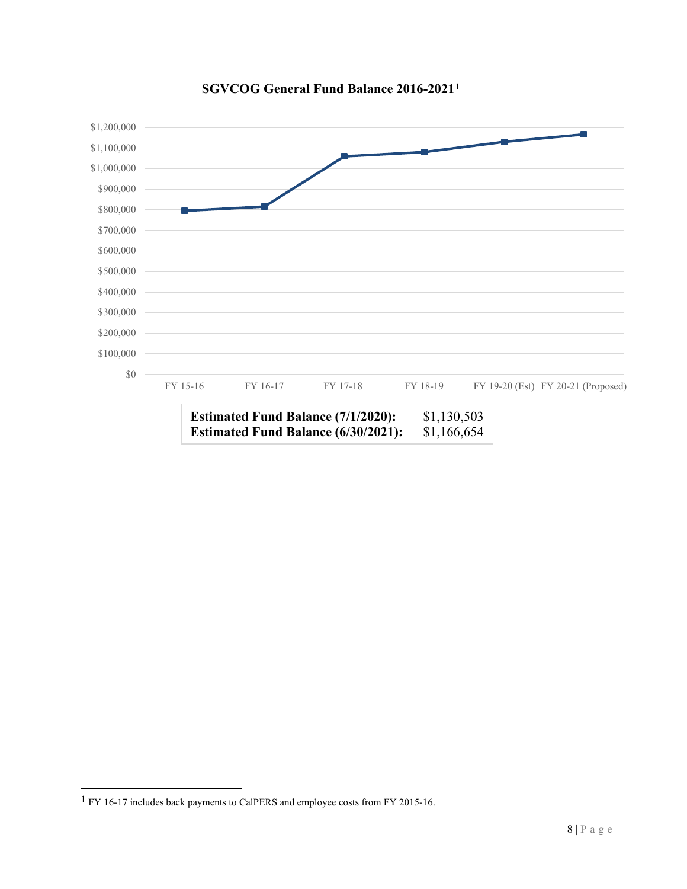**SGVCOG General Fund Balance 2016-2021**[1]

$1,200,000
$1,100,000
$1,000,000
$900,000
$800,000
$700,000
$600,000
$500,000
$400,000
$300,000
$200,000
$100,000
$0

FY 15-16 FY 16-17 FY 17-18 FY 18-19 FY 19-20 (Est) FY 20-21 (Proposed)

| | |
|---|---|
| **Estimated Fund Balance (7/1/2020):** | $1,130,503 |
| **Estimated Fund Balance (6/30/2021):** | $1,166,654 |

[1] FY 16-17 includes back payments to CalPERS and employee costs from FY 2015-16.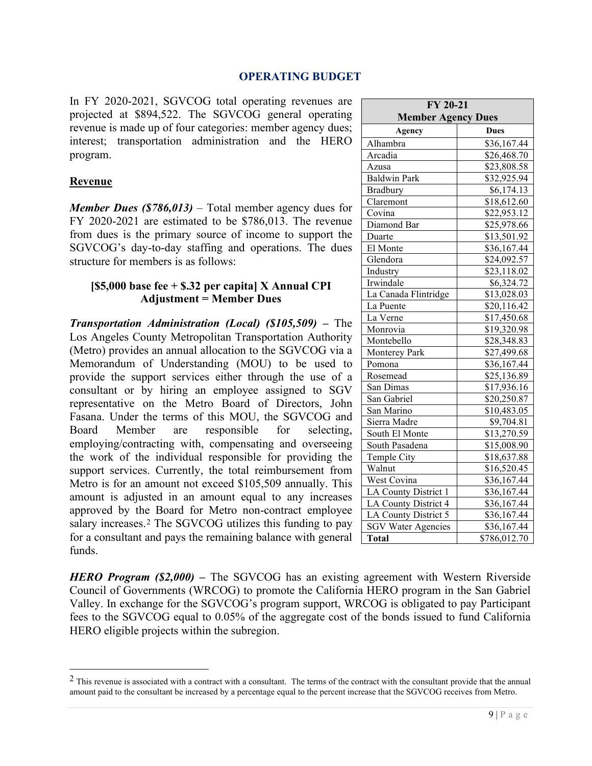## OPERATING BUDGET

In FY 2020-2021, SGVCOG total operating revenues are projected at $894,522. The SGVCOG general operating revenue is made up of four categories: member agency dues; interest; transportation administration and the HERO program.

| FY 20-21 Member Agency Dues | |
|---|---|
| **Agency** | **Dues** |
| Alhambra | $36,167.44 |
| Arcadia | $26,468.70 |
| Azusa | $23,808.58 |
| Baldwin Park | $32,925.94 |
| Bradbury | $6,174.13 |
| Claremont | $18,612.60 |
| Covina | $22,953.12 |
| Diamond Bar | $25,978.66 |
| Duarte | $13,501.92 |
| El Monte | $36,167.44 |
| Glendora | $24,092.57 |
| Industry | $23,118.02 |
| Irwindale | $6,324.72 |
| La Canada Flintridge | $13,028.03 |
| La Puente | $20,116.42 |
| La Verne | $17,450.68 |
| Monrovia | $19,320.98 |
| Montebello | $28,348.83 |
| Monterey Park | $27,499.68 |
| Pomona | $36,167.44 |
| Rosemead | $25,136.89 |
| San Dimas | $17,936.16 |
| San Gabriel | $20,250.87 |
| San Marino | $10,483.05 |
| Sierra Madre | $9,704.81 |
| South El Monte | $13,270.59 |
| South Pasadena | $15,008.90 |
| Temple City | $18,637.88 |
| Walnut | $16,520.45 |
| West Covina | $36,167.44 |
| LA County District 1 | $36,167.44 |
| LA County District 4 | $36,167.44 |
| LA County District 5 | $36,167.44 |
| SGV Water Agencies | $36,167.44 |
| **Total** | $786,012.70 |

### Revenue

***Member Dues ($786,013)*** – Total member agency dues for FY 2020-2021 are estimated to be $786,013. The revenue from dues is the primary source of income to support the SGVCOG's day-to-day staffing and operations. The dues structure for members is as follows:

**[$5,000 base fee + $.32 per capita] X Annual CPI Adjustment = Member Dues**

***Transportation Administration (Local) ($105,509)*** **–** The Los Angeles County Metropolitan Transportation Authority (Metro) provides an annual allocation to the SGVCOG via a Memorandum of Understanding (MOU) to be used to provide the support services either through the use of a consultant or by hiring an employee assigned to SGV representative on the Metro Board of Directors, John Fasana. Under the terms of this MOU, the SGVCOG and Board Member are responsible for selecting, employing/contracting with, compensating and overseeing the work of the individual responsible for providing the support services. Currently, the total reimbursement from Metro is for an amount not exceed $105,509 annually. This amount is adjusted in an amount equal to any increases approved by the Board for Metro non-contract employee salary increases.[2] The SGVCOG utilizes this funding to pay for a consultant and pays the remaining balance with general funds.

***HERO Program ($2,000)*** **–** The SGVCOG has an existing agreement with Western Riverside Council of Governments (WRCOG) to promote the California HERO program in the San Gabriel Valley. In exchange for the SGVCOG's program support, WRCOG is obligated to pay Participant fees to the SGVCOG equal to 0.05% of the aggregate cost of the bonds issued to fund California HERO eligible projects within the subregion.

[2] This revenue is associated with a contract with a consultant. The terms of the contract with the consultant provide that the annual amount paid to the consultant be increased by a percentage equal to the percent increase that the SGVCOG receives from Metro.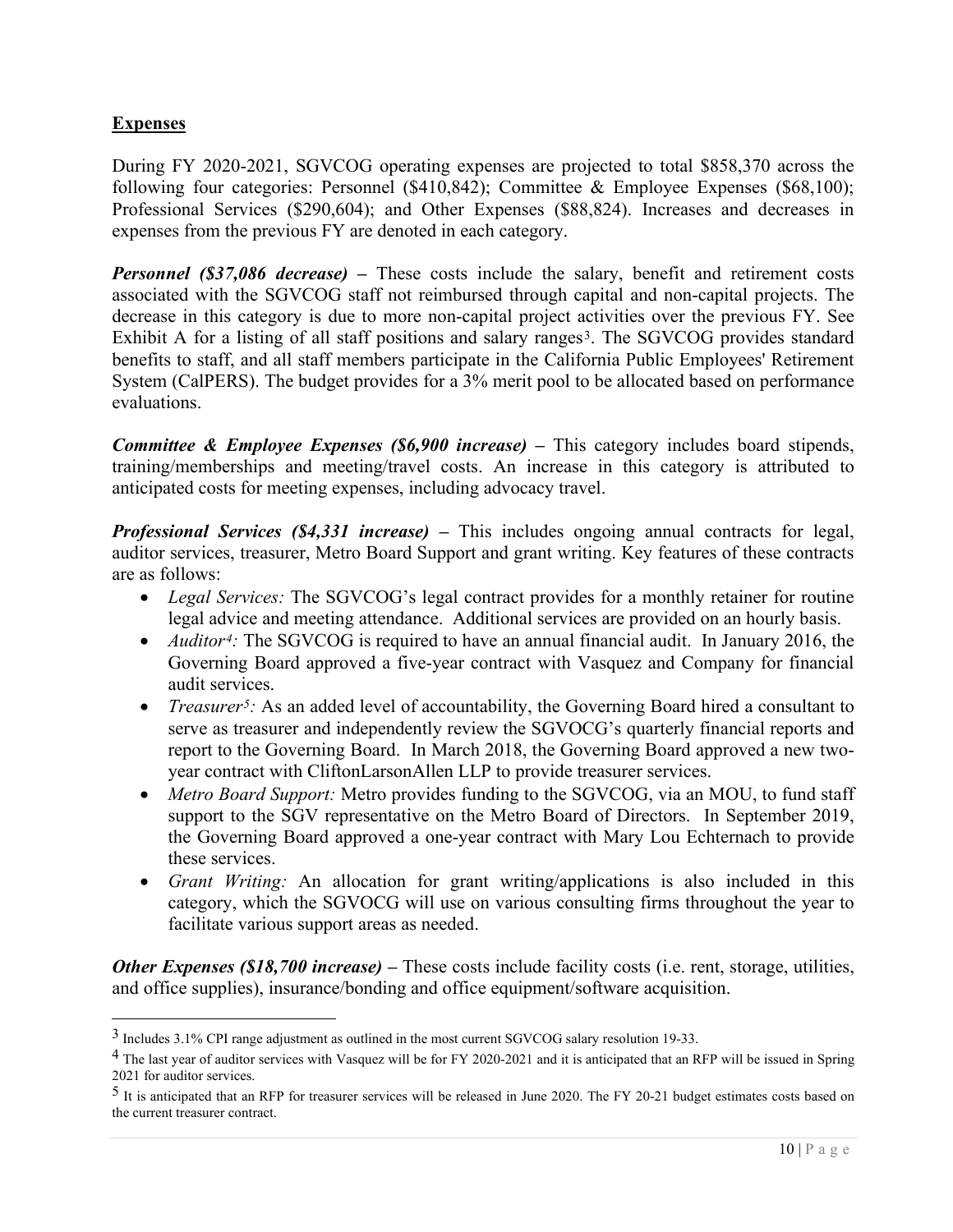## Expenses

During FY 2020-2021, SGVCOG operating expenses are projected to total $858,370 across the following four categories: Personnel ($410,842); Committee & Employee Expenses ($68,100); Professional Services ($290,604); and Other Expenses ($88,824). Increases and decreases in expenses from the previous FY are denoted in each category.

***Personnel ($37,086 decrease)*** **–** These costs include the salary, benefit and retirement costs associated with the SGVCOG staff not reimbursed through capital and non-capital projects. The decrease in this category is due to more non-capital project activities over the previous FY. See Exhibit A for a listing of all staff positions and salary ranges[3]. The SGVCOG provides standard benefits to staff, and all staff members participate in the California Public Employees' Retirement System (CalPERS). The budget provides for a 3% merit pool to be allocated based on performance evaluations.

***Committee & Employee Expenses ($6,900 increase)*** **–** This category includes board stipends, training/memberships and meeting/travel costs. An increase in this category is attributed to anticipated costs for meeting expenses, including advocacy travel.

***Professional Services ($4,331 increase)*** **–** This includes ongoing annual contracts for legal, auditor services, treasurer, Metro Board Support and grant writing. Key features of these contracts are as follows:

- *Legal Services:* The SGVCOG's legal contract provides for a monthly retainer for routine legal advice and meeting attendance. Additional services are provided on an hourly basis.
- *Auditor[4]:* The SGVCOG is required to have an annual financial audit. In January 2016, the Governing Board approved a five-year contract with Vasquez and Company for financial audit services.
- *Treasurer[5]:* As an added level of accountability, the Governing Board hired a consultant to serve as treasurer and independently review the SGVOCG's quarterly financial reports and report to the Governing Board. In March 2018, the Governing Board approved a new two-year contract with CliftonLarsonAllen LLP to provide treasurer services.
- *Metro Board Support:* Metro provides funding to the SGVCOG, via an MOU, to fund staff support to the SGV representative on the Metro Board of Directors. In September 2019, the Governing Board approved a one-year contract with Mary Lou Echternach to provide these services.
- *Grant Writing:* An allocation for grant writing/applications is also included in this category, which the SGVOCG will use on various consulting firms throughout the year to facilitate various support areas as needed.

***Other Expenses ($18,700 increase)*** **–** These costs include facility costs (i.e. rent, storage, utilities, and office supplies), insurance/bonding and office equipment/software acquisition.

---

[3] Includes 3.1% CPI range adjustment as outlined in the most current SGVCOG salary resolution 19-33.

[4] The last year of auditor services with Vasquez will be for FY 2020-2021 and it is anticipated that an RFP will be issued in Spring 2021 for auditor services.

[5] It is anticipated that an RFP for treasurer services will be released in June 2020. The FY 20-21 budget estimates costs based on the current treasurer contract.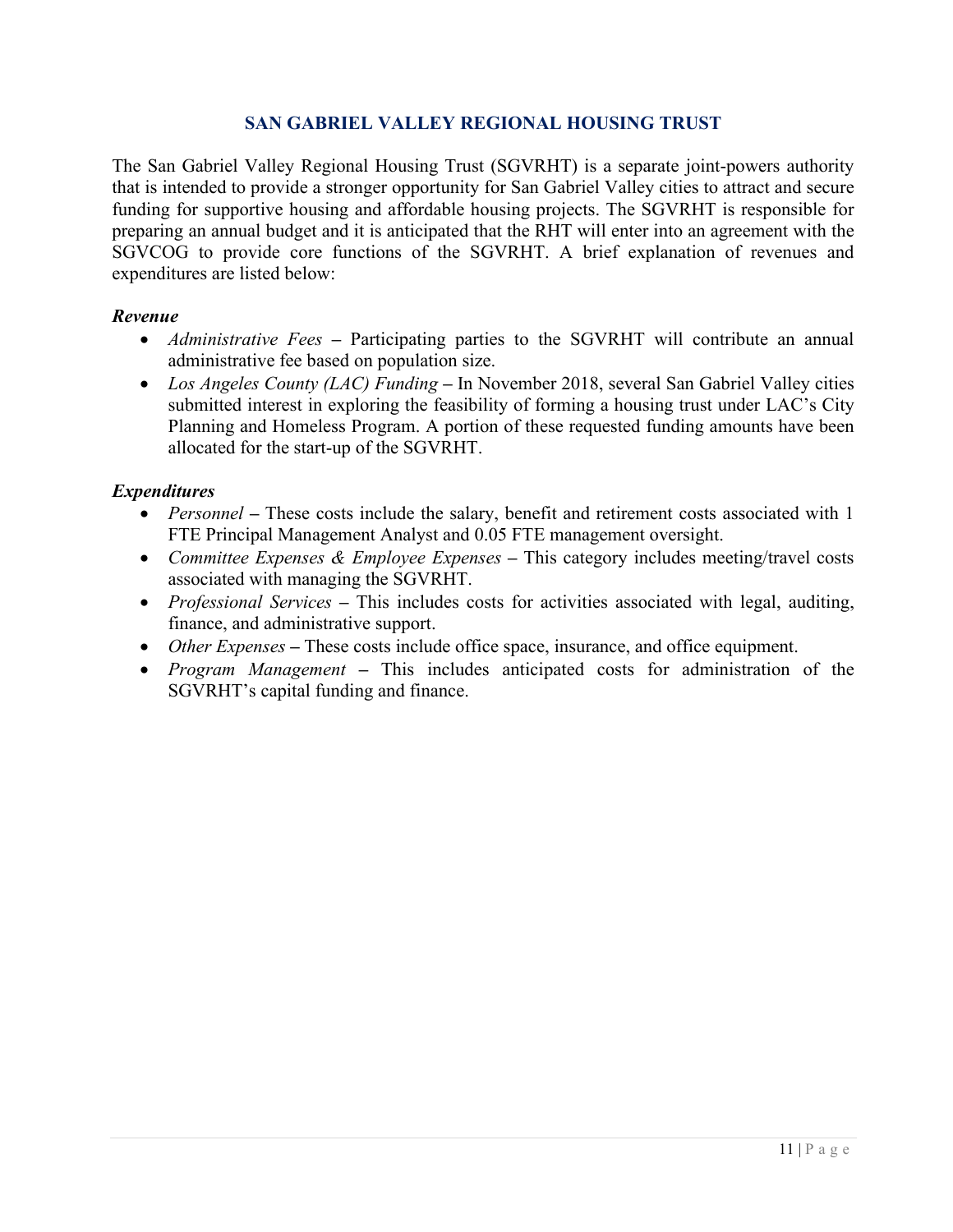## SAN GABRIEL VALLEY REGIONAL HOUSING TRUST

The San Gabriel Valley Regional Housing Trust (SGVRHT) is a separate joint-powers authority that is intended to provide a stronger opportunity for San Gabriel Valley cities to attract and secure funding for supportive housing and affordable housing projects. The SGVRHT is responsible for preparing an annual budget and it is anticipated that the RHT will enter into an agreement with the SGVCOG to provide core functions of the SGVRHT. A brief explanation of revenues and expenditures are listed below:

***Revenue***

- *Administrative Fees* **–** Participating parties to the SGVRHT will contribute an annual administrative fee based on population size.
- *Los Angeles County (LAC) Funding* **–** In November 2018, several San Gabriel Valley cities submitted interest in exploring the feasibility of forming a housing trust under LAC's City Planning and Homeless Program. A portion of these requested funding amounts have been allocated for the start-up of the SGVRHT.

***Expenditures***

- *Personnel* **–** These costs include the salary, benefit and retirement costs associated with 1 FTE Principal Management Analyst and 0.05 FTE management oversight.
- *Committee Expenses & Employee Expenses* **–** This category includes meeting/travel costs associated with managing the SGVRHT.
- *Professional Services* **–** This includes costs for activities associated with legal, auditing, finance, and administrative support.
- *Other Expenses* **–** These costs include office space, insurance, and office equipment.
- *Program Management* **–** This includes anticipated costs for administration of the SGVRHT's capital funding and finance.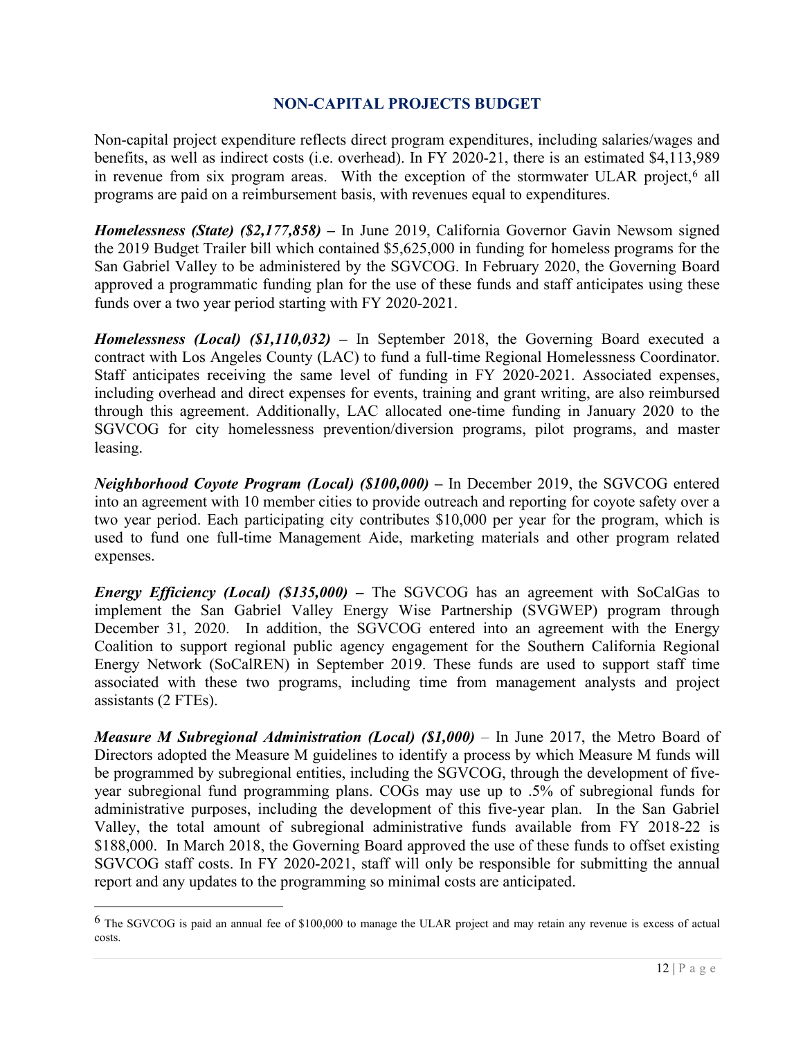## NON-CAPITAL PROJECTS BUDGET

Non-capital project expenditure reflects direct program expenditures, including salaries/wages and benefits, as well as indirect costs (i.e. overhead). In FY 2020-21, there is an estimated $4,113,989 in revenue from six program areas. With the exception of the stormwater ULAR project,[6] all programs are paid on a reimbursement basis, with revenues equal to expenditures.

***Homelessness (State) ($2,177,858)*** **–** In June 2019, California Governor Gavin Newsom signed the 2019 Budget Trailer bill which contained $5,625,000 in funding for homeless programs for the San Gabriel Valley to be administered by the SGVCOG. In February 2020, the Governing Board approved a programmatic funding plan for the use of these funds and staff anticipates using these funds over a two year period starting with FY 2020-2021.

***Homelessness (Local) ($1,110,032)*** **–** In September 2018, the Governing Board executed a contract with Los Angeles County (LAC) to fund a full-time Regional Homelessness Coordinator. Staff anticipates receiving the same level of funding in FY 2020-2021. Associated expenses, including overhead and direct expenses for events, training and grant writing, are also reimbursed through this agreement. Additionally, LAC allocated one-time funding in January 2020 to the SGVCOG for city homelessness prevention/diversion programs, pilot programs, and master leasing.

***Neighborhood Coyote Program (Local) ($100,000)*** **–** In December 2019, the SGVCOG entered into an agreement with 10 member cities to provide outreach and reporting for coyote safety over a two year period. Each participating city contributes $10,000 per year for the program, which is used to fund one full-time Management Aide, marketing materials and other program related expenses.

***Energy Efficiency (Local) ($135,000)*** **–** The SGVCOG has an agreement with SoCalGas to implement the San Gabriel Valley Energy Wise Partnership (SVGWEP) program through December 31, 2020. In addition, the SGVCOG entered into an agreement with the Energy Coalition to support regional public agency engagement for the Southern California Regional Energy Network (SoCalREN) in September 2019. These funds are used to support staff time associated with these two programs, including time from management analysts and project assistants (2 FTEs).

***Measure M Subregional Administration (Local) ($1,000)*** – In June 2017, the Metro Board of Directors adopted the Measure M guidelines to identify a process by which Measure M funds will be programmed by subregional entities, including the SGVCOG, through the development of five-year subregional fund programming plans. COGs may use up to .5% of subregional funds for administrative purposes, including the development of this five-year plan. In the San Gabriel Valley, the total amount of subregional administrative funds available from FY 2018-22 is $188,000. In March 2018, the Governing Board approved the use of these funds to offset existing SGVCOG staff costs. In FY 2020-2021, staff will only be responsible for submitting the annual report and any updates to the programming so minimal costs are anticipated.

---

[6] The SGVCOG is paid an annual fee of $100,000 to manage the ULAR project and may retain any revenue is excess of actual costs.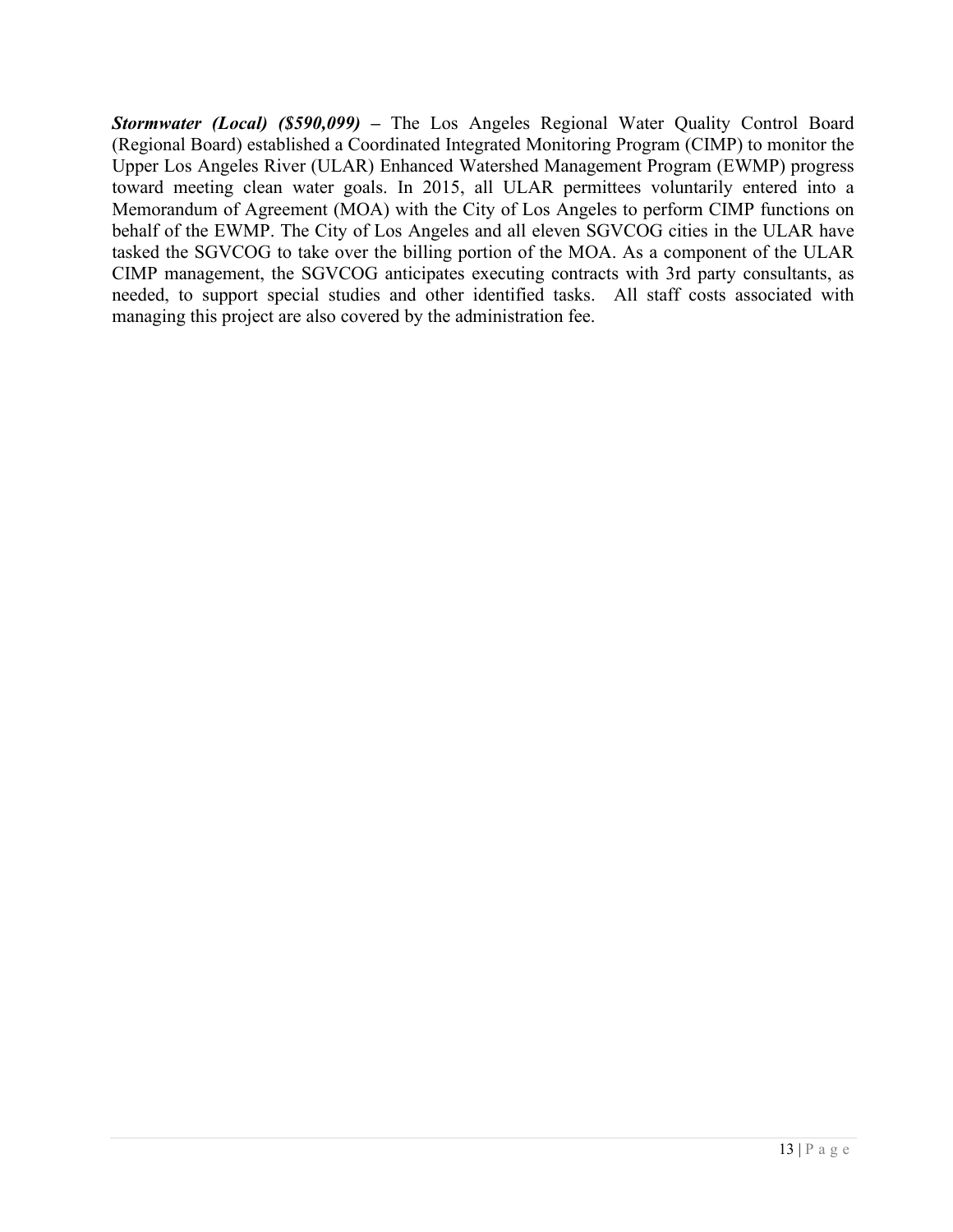***Stormwater (Local) ($590,099)*** – The Los Angeles Regional Water Quality Control Board (Regional Board) established a Coordinated Integrated Monitoring Program (CIMP) to monitor the Upper Los Angeles River (ULAR) Enhanced Watershed Management Program (EWMP) progress toward meeting clean water goals. In 2015, all ULAR permittees voluntarily entered into a Memorandum of Agreement (MOA) with the City of Los Angeles to perform CIMP functions on behalf of the EWMP. The City of Los Angeles and all eleven SGVCOG cities in the ULAR have tasked the SGVCOG to take over the billing portion of the MOA. As a component of the ULAR CIMP management, the SGVCOG anticipates executing contracts with 3rd party consultants, as needed, to support special studies and other identified tasks. All staff costs associated with managing this project are also covered by the administration fee.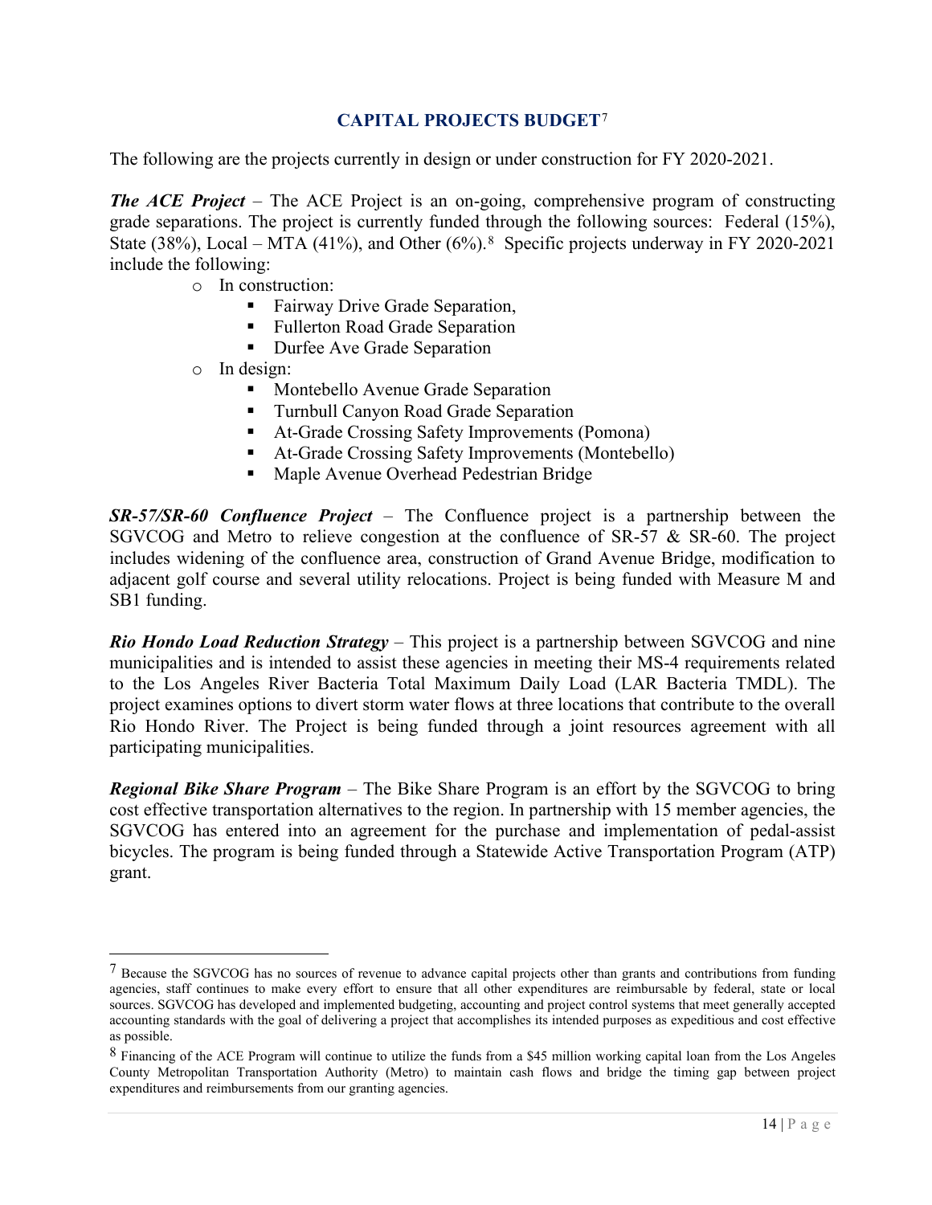## CAPITAL PROJECTS BUDGET[7]

The following are the projects currently in design or under construction for FY 2020-2021.

***The ACE Project*** – The ACE Project is an on-going, comprehensive program of constructing grade separations. The project is currently funded through the following sources: Federal (15%), State (38%), Local – MTA (41%), and Other (6%).[8] Specific projects underway in FY 2020-2021 include the following:

- In construction:
  - Fairway Drive Grade Separation,
  - Fullerton Road Grade Separation
  - Durfee Ave Grade Separation
- In design:
  - Montebello Avenue Grade Separation
  - Turnbull Canyon Road Grade Separation
  - At-Grade Crossing Safety Improvements (Pomona)
  - At-Grade Crossing Safety Improvements (Montebello)
  - Maple Avenue Overhead Pedestrian Bridge

***SR-57/SR-60 Confluence Project*** – The Confluence project is a partnership between the SGVCOG and Metro to relieve congestion at the confluence of SR-57 & SR-60. The project includes widening of the confluence area, construction of Grand Avenue Bridge, modification to adjacent golf course and several utility relocations. Project is being funded with Measure M and SB1 funding.

***Rio Hondo Load Reduction Strategy*** – This project is a partnership between SGVCOG and nine municipalities and is intended to assist these agencies in meeting their MS-4 requirements related to the Los Angeles River Bacteria Total Maximum Daily Load (LAR Bacteria TMDL). The project examines options to divert storm water flows at three locations that contribute to the overall Rio Hondo River. The Project is being funded through a joint resources agreement with all participating municipalities.

***Regional Bike Share Program*** – The Bike Share Program is an effort by the SGVCOG to bring cost effective transportation alternatives to the region. In partnership with 15 member agencies, the SGVCOG has entered into an agreement for the purchase and implementation of pedal-assist bicycles. The program is being funded through a Statewide Active Transportation Program (ATP) grant.

---

[7] Because the SGVCOG has no sources of revenue to advance capital projects other than grants and contributions from funding agencies, staff continues to make every effort to ensure that all other expenditures are reimbursable by federal, state or local sources. SGVCOG has developed and implemented budgeting, accounting and project control systems that meet generally accepted accounting standards with the goal of delivering a project that accomplishes its intended purposes as expeditious and cost effective as possible.

[8] Financing of the ACE Program will continue to utilize the funds from a $45 million working capital loan from the Los Angeles County Metropolitan Transportation Authority (Metro) to maintain cash flows and bridge the timing gap between project expenditures and reimbursements from our granting agencies.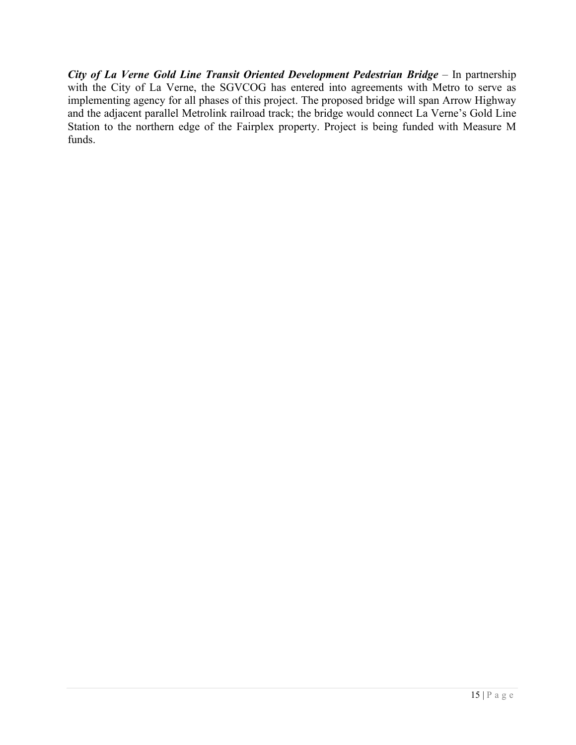***City of La Verne Gold Line Transit Oriented Development Pedestrian Bridge*** – In partnership with the City of La Verne, the SGVCOG has entered into agreements with Metro to serve as implementing agency for all phases of this project. The proposed bridge will span Arrow Highway and the adjacent parallel Metrolink railroad track; the bridge would connect La Verne's Gold Line Station to the northern edge of the Fairplex property. Project is being funded with Measure M funds.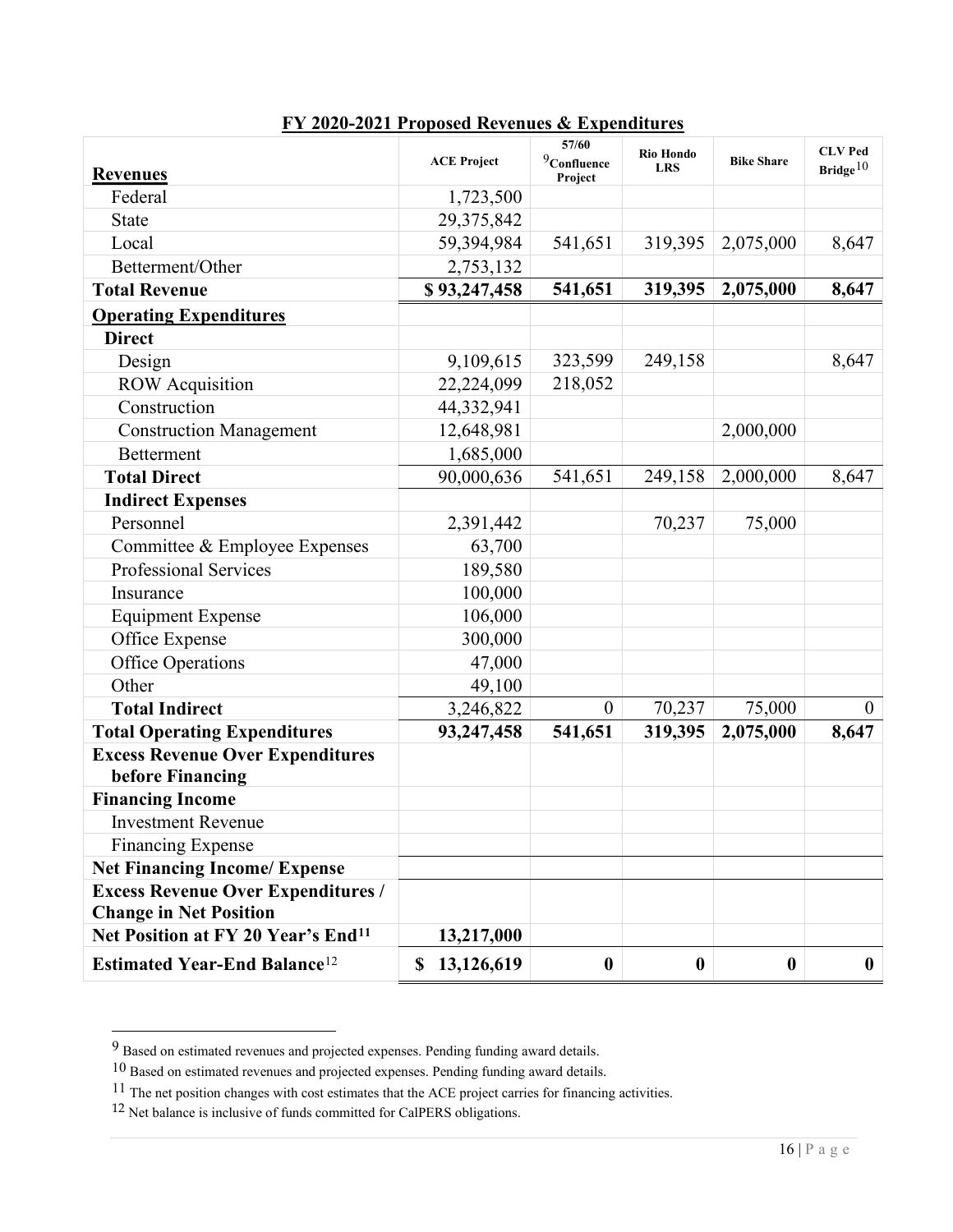## FY 2020-2021 Proposed Revenues & Expenditures

| Revenues | ACE Project | 57/60 Confluence Project[9] | Rio Hondo LRS | Bike Share | CLV Ped Bridge[10] |
|---|---|---|---|---|---|
| Federal | 1,723,500 | | | | |
| State | 29,375,842 | | | | |
| Local | 59,394,984 | 541,651 | 319,395 | 2,075,000 | 8,647 |
| Betterment/Other | 2,753,132 | | | | |
| **Total Revenue** | **$ 93,247,458** | **541,651** | **319,395** | **2,075,000** | **8,647** |
| **Operating Expenditures** | | | | | |
| **Direct** | | | | | |
| Design | 9,109,615 | 323,599 | 249,158 | | 8,647 |
| ROW Acquisition | 22,224,099 | 218,052 | | | |
| Construction | 44,332,941 | | | | |
| Construction Management | 12,648,981 | | | 2,000,000 | |
| Betterment | 1,685,000 | | | | |
| **Total Direct** | 90,000,636 | 541,651 | 249,158 | 2,000,000 | 8,647 |
| **Indirect Expenses** | | | | | |
| Personnel | 2,391,442 | | 70,237 | 75,000 | |
| Committee & Employee Expenses | 63,700 | | | | |
| Professional Services | 189,580 | | | | |
| Insurance | 100,000 | | | | |
| Equipment Expense | 106,000 | | | | |
| Office Expense | 300,000 | | | | |
| Office Operations | 47,000 | | | | |
| Other | 49,100 | | | | |
| **Total Indirect** | 3,246,822 | 0 | 70,237 | 75,000 | 0 |
| **Total Operating Expenditures** | **93,247,458** | **541,651** | **319,395** | **2,075,000** | **8,647** |
| **Excess Revenue Over Expenditures before Financing** | | | | | |
| **Financing Income** | | | | | |
| Investment Revenue | | | | | |
| Financing Expense | | | | | |
| **Net Financing Income/ Expense** | | | | | |
| **Excess Revenue Over Expenditures / Change in Net Position** | | | | | |
| **Net Position at FY 20 Year's End[11]** | **13,217,000** | | | | |
| **Estimated Year-End Balance[12]** | **$ 13,126,619** | **0** | **0** | **0** | **0** |

[9] Based on estimated revenues and projected expenses. Pending funding award details.

[10] Based on estimated revenues and projected expenses. Pending funding award details.

[11] The net position changes with cost estimates that the ACE project carries for financing activities.

[12] Net balance is inclusive of funds committed for CalPERS obligations.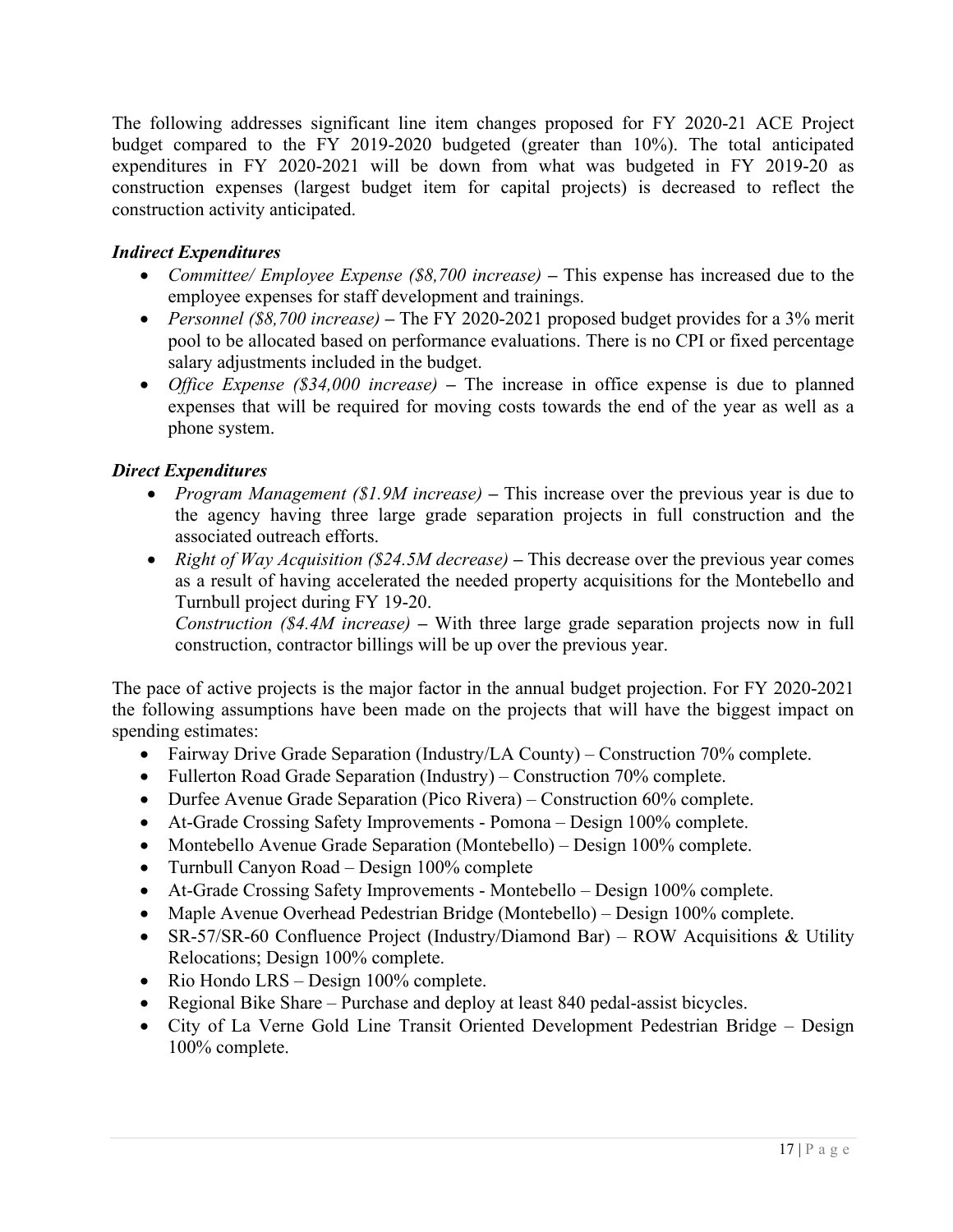The following addresses significant line item changes proposed for FY 2020-21 ACE Project budget compared to the FY 2019-2020 budgeted (greater than 10%). The total anticipated expenditures in FY 2020-2021 will be down from what was budgeted in FY 2019-20 as construction expenses (largest budget item for capital projects) is decreased to reflect the construction activity anticipated.

### *Indirect Expenditures*

- *Committee/ Employee Expense ($8,700 increase)* **–** This expense has increased due to the employee expenses for staff development and trainings.
- *Personnel ($8,700 increase)* **–** The FY 2020-2021 proposed budget provides for a 3% merit pool to be allocated based on performance evaluations. There is no CPI or fixed percentage salary adjustments included in the budget.
- *Office Expense ($34,000 increase)* **–** The increase in office expense is due to planned expenses that will be required for moving costs towards the end of the year as well as a phone system.

### *Direct Expenditures*

- *Program Management ($1.9M increase)* **–** This increase over the previous year is due to the agency having three large grade separation projects in full construction and the associated outreach efforts.
- *Right of Way Acquisition ($24.5M decrease)* **–** This decrease over the previous year comes as a result of having accelerated the needed property acquisitions for the Montebello and Turnbull project during FY 19-20.
  *Construction ($4.4M increase)* **–** With three large grade separation projects now in full construction, contractor billings will be up over the previous year.

The pace of active projects is the major factor in the annual budget projection. For FY 2020-2021 the following assumptions have been made on the projects that will have the biggest impact on spending estimates:

- Fairway Drive Grade Separation (Industry/LA County) – Construction 70% complete.
- Fullerton Road Grade Separation (Industry) – Construction 70% complete.
- Durfee Avenue Grade Separation (Pico Rivera) – Construction 60% complete.
- At-Grade Crossing Safety Improvements - Pomona – Design 100% complete.
- Montebello Avenue Grade Separation (Montebello) – Design 100% complete.
- Turnbull Canyon Road – Design 100% complete
- At-Grade Crossing Safety Improvements - Montebello – Design 100% complete.
- Maple Avenue Overhead Pedestrian Bridge (Montebello) – Design 100% complete.
- SR-57/SR-60 Confluence Project (Industry/Diamond Bar) – ROW Acquisitions & Utility Relocations; Design 100% complete.
- Rio Hondo LRS – Design 100% complete.
- Regional Bike Share – Purchase and deploy at least 840 pedal-assist bicycles.
- City of La Verne Gold Line Transit Oriented Development Pedestrian Bridge – Design 100% complete.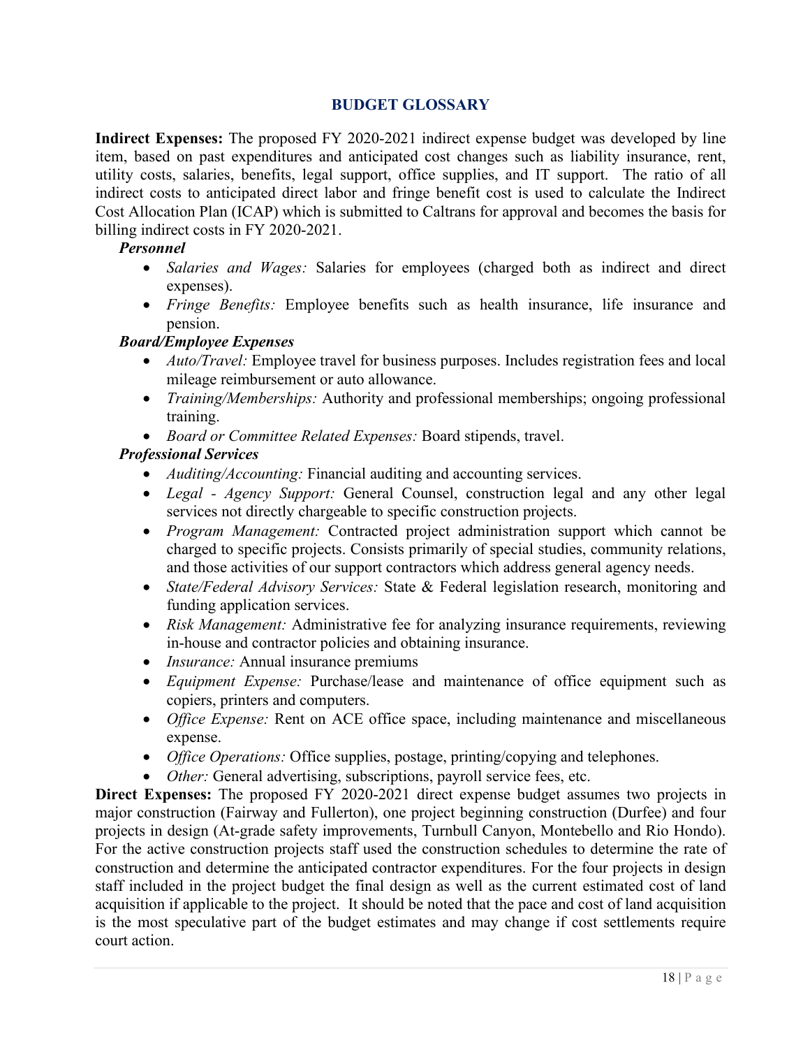## BUDGET GLOSSARY

**Indirect Expenses:** The proposed FY 2020-2021 indirect expense budget was developed by line item, based on past expenditures and anticipated cost changes such as liability insurance, rent, utility costs, salaries, benefits, legal support, office supplies, and IT support. The ratio of all indirect costs to anticipated direct labor and fringe benefit cost is used to calculate the Indirect Cost Allocation Plan (ICAP) which is submitted to Caltrans for approval and becomes the basis for billing indirect costs in FY 2020-2021.

***Personnel***

- *Salaries and Wages:* Salaries for employees (charged both as indirect and direct expenses).
- *Fringe Benefits:* Employee benefits such as health insurance, life insurance and pension.

***Board/Employee Expenses***

- *Auto/Travel:* Employee travel for business purposes. Includes registration fees and local mileage reimbursement or auto allowance.
- *Training/Memberships:* Authority and professional memberships; ongoing professional training.
- *Board or Committee Related Expenses:* Board stipends, travel.

***Professional Services***

- *Auditing/Accounting:* Financial auditing and accounting services.
- *Legal - Agency Support:* General Counsel, construction legal and any other legal services not directly chargeable to specific construction projects.
- *Program Management:* Contracted project administration support which cannot be charged to specific projects. Consists primarily of special studies, community relations, and those activities of our support contractors which address general agency needs.
- *State/Federal Advisory Services:* State & Federal legislation research, monitoring and funding application services.
- *Risk Management:* Administrative fee for analyzing insurance requirements, reviewing in-house and contractor policies and obtaining insurance.
- *Insurance:* Annual insurance premiums
- *Equipment Expense:* Purchase/lease and maintenance of office equipment such as copiers, printers and computers.
- *Office Expense:* Rent on ACE office space, including maintenance and miscellaneous expense.
- *Office Operations:* Office supplies, postage, printing/copying and telephones.
- *Other:* General advertising, subscriptions, payroll service fees, etc.

**Direct Expenses:** The proposed FY 2020-2021 direct expense budget assumes two projects in major construction (Fairway and Fullerton), one project beginning construction (Durfee) and four projects in design (At-grade safety improvements, Turnbull Canyon, Montebello and Rio Hondo). For the active construction projects staff used the construction schedules to determine the rate of construction and determine the anticipated contractor expenditures. For the four projects in design staff included in the project budget the final design as well as the current estimated cost of land acquisition if applicable to the project. It should be noted that the pace and cost of land acquisition is the most speculative part of the budget estimates and may change if cost settlements require court action.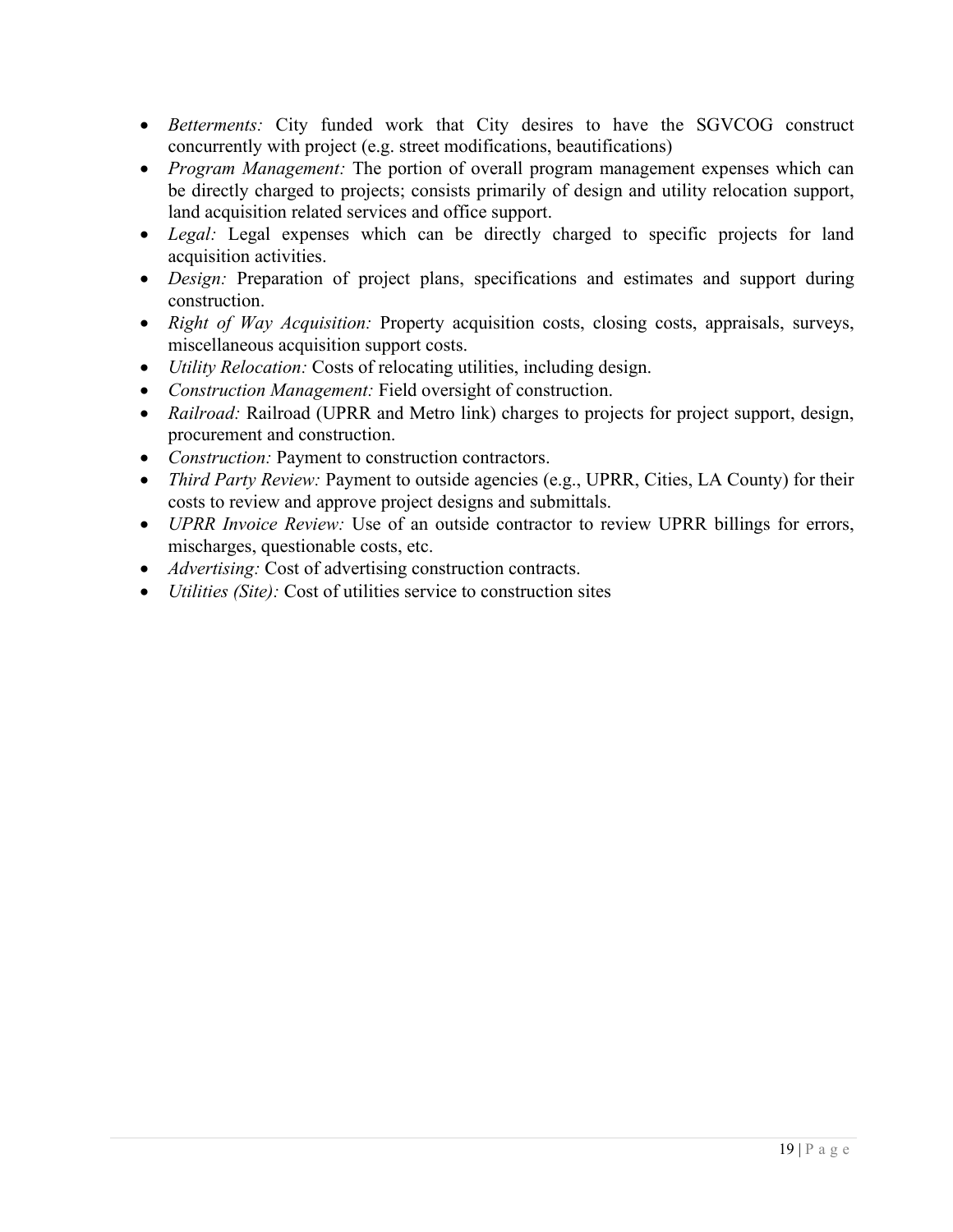- *Betterments:* City funded work that City desires to have the SGVCOG construct concurrently with project (e.g. street modifications, beautifications)
- *Program Management:* The portion of overall program management expenses which can be directly charged to projects; consists primarily of design and utility relocation support, land acquisition related services and office support.
- *Legal:* Legal expenses which can be directly charged to specific projects for land acquisition activities.
- *Design:* Preparation of project plans, specifications and estimates and support during construction.
- *Right of Way Acquisition:* Property acquisition costs, closing costs, appraisals, surveys, miscellaneous acquisition support costs.
- *Utility Relocation:* Costs of relocating utilities, including design.
- *Construction Management:* Field oversight of construction.
- *Railroad:* Railroad (UPRR and Metro link) charges to projects for project support, design, procurement and construction.
- *Construction:* Payment to construction contractors.
- *Third Party Review:* Payment to outside agencies (e.g., UPRR, Cities, LA County) for their costs to review and approve project designs and submittals.
- *UPRR Invoice Review:* Use of an outside contractor to review UPRR billings for errors, mischarges, questionable costs, etc.
- *Advertising:* Cost of advertising construction contracts.
- *Utilities (Site):* Cost of utilities service to construction sites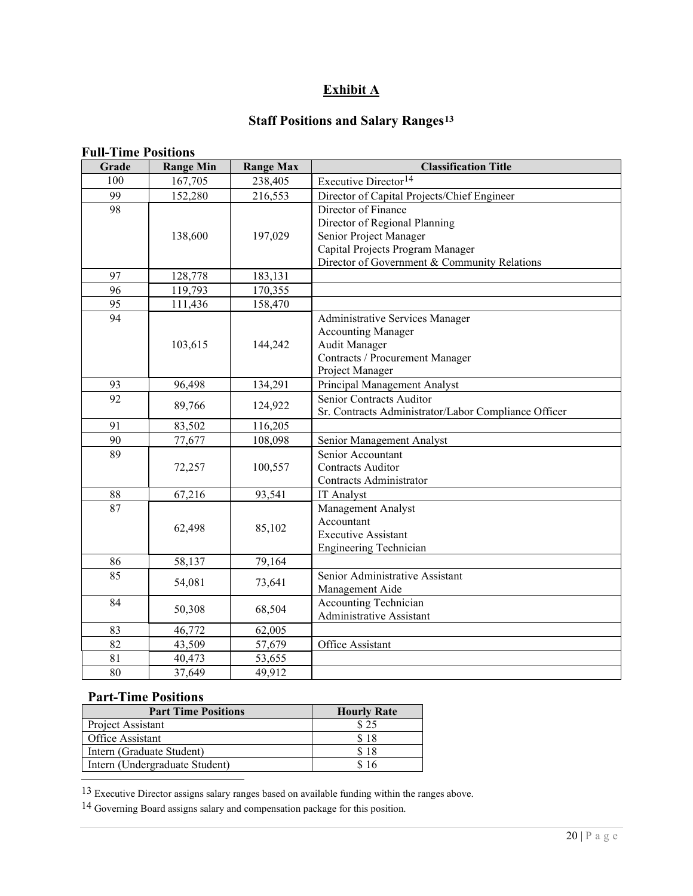# Exhibit A

## Staff Positions and Salary Ranges[13]

### Full-Time Positions

| Grade | Range Min | Range Max | Classification Title |
|---|---|---|---|
| 100 | 167,705 | 238,405 | Executive Director[14] |
| 99 | 152,280 | 216,553 | Director of Capital Projects/Chief Engineer |
| 98 | 138,600 | 197,029 | Director of Finance<br>Director of Regional Planning<br>Senior Project Manager<br>Capital Projects Program Manager<br>Director of Government & Community Relations |
| 97 | 128,778 | 183,131 | |
| 96 | 119,793 | 170,355 | |
| 95 | 111,436 | 158,470 | |
| 94 | 103,615 | 144,242 | Administrative Services Manager<br>Accounting Manager<br>Audit Manager<br>Contracts / Procurement Manager<br>Project Manager |
| 93 | 96,498 | 134,291 | Principal Management Analyst |
| 92 | 89,766 | 124,922 | Senior Contracts Auditor<br>Sr. Contracts Administrator/Labor Compliance Officer |
| 91 | 83,502 | 116,205 | |
| 90 | 77,677 | 108,098 | Senior Management Analyst |
| 89 | 72,257 | 100,557 | Senior Accountant<br>Contracts Auditor<br>Contracts Administrator |
| 88 | 67,216 | 93,541 | IT Analyst |
| 87 | 62,498 | 85,102 | Management Analyst<br>Accountant<br>Executive Assistant<br>Engineering Technician |
| 86 | 58,137 | 79,164 | |
| 85 | 54,081 | 73,641 | Senior Administrative Assistant<br>Management Aide |
| 84 | 50,308 | 68,504 | Accounting Technician<br>Administrative Assistant |
| 83 | 46,772 | 62,005 | |
| 82 | 43,509 | 57,679 | Office Assistant |
| 81 | 40,473 | 53,655 | |
| 80 | 37,649 | 49,912 | |

### Part-Time Positions

| Part Time Positions | Hourly Rate |
|---|---|
| Project Assistant | $ 25 |
| Office Assistant | $ 18 |
| Intern (Graduate Student) | $ 18 |
| Intern (Undergraduate Student) | $ 16 |

---

[13] Executive Director assigns salary ranges based on available funding within the ranges above.

[14] Governing Board assigns salary and compensation package for this position.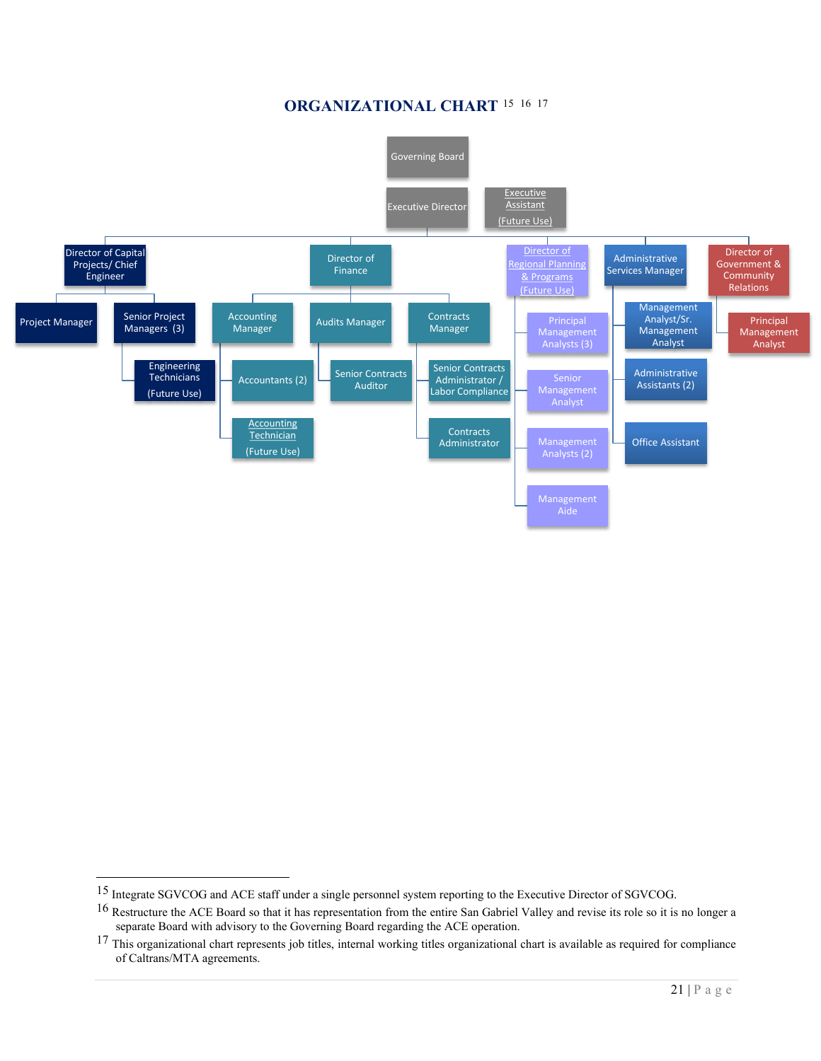# ORGANIZATIONAL CHART [15] [16] [17]

Governing Board

Executive Director

Executive Assistant (Future Use)

Director of Capital Projects/ Chief Engineer

Project Manager

Senior Project Managers (3)

Engineering Technicians (Future Use)

Director of Finance

Accounting Manager

Accountants (2)

Accounting Technician (Future Use)

Audits Manager

Senior Contracts Auditor

Contracts Manager

Senior Contracts Administrator / Labor Compliance

Contracts Administrator

Director of Regional Planning & Programs (Future Use)

Principal Management Analysts (3)

Senior Management Analyst

Management Analysts (2)

Management Aide

Administrative Services Manager

Management Analyst/Sr. Management Analyst

Administrative Assistants (2)

Office Assistant

Director of Government & Community Relations

Principal Management Analyst

---

[15] Integrate SGVCOG and ACE staff under a single personnel system reporting to the Executive Director of SGVCOG.

[16] Restructure the ACE Board so that it has representation from the entire San Gabriel Valley and revise its role so it is no longer a separate Board with advisory to the Governing Board regarding the ACE operation.

[17] This organizational chart represents job titles, internal working titles organizational chart is available as required for compliance of Caltrans/MTA agreements.